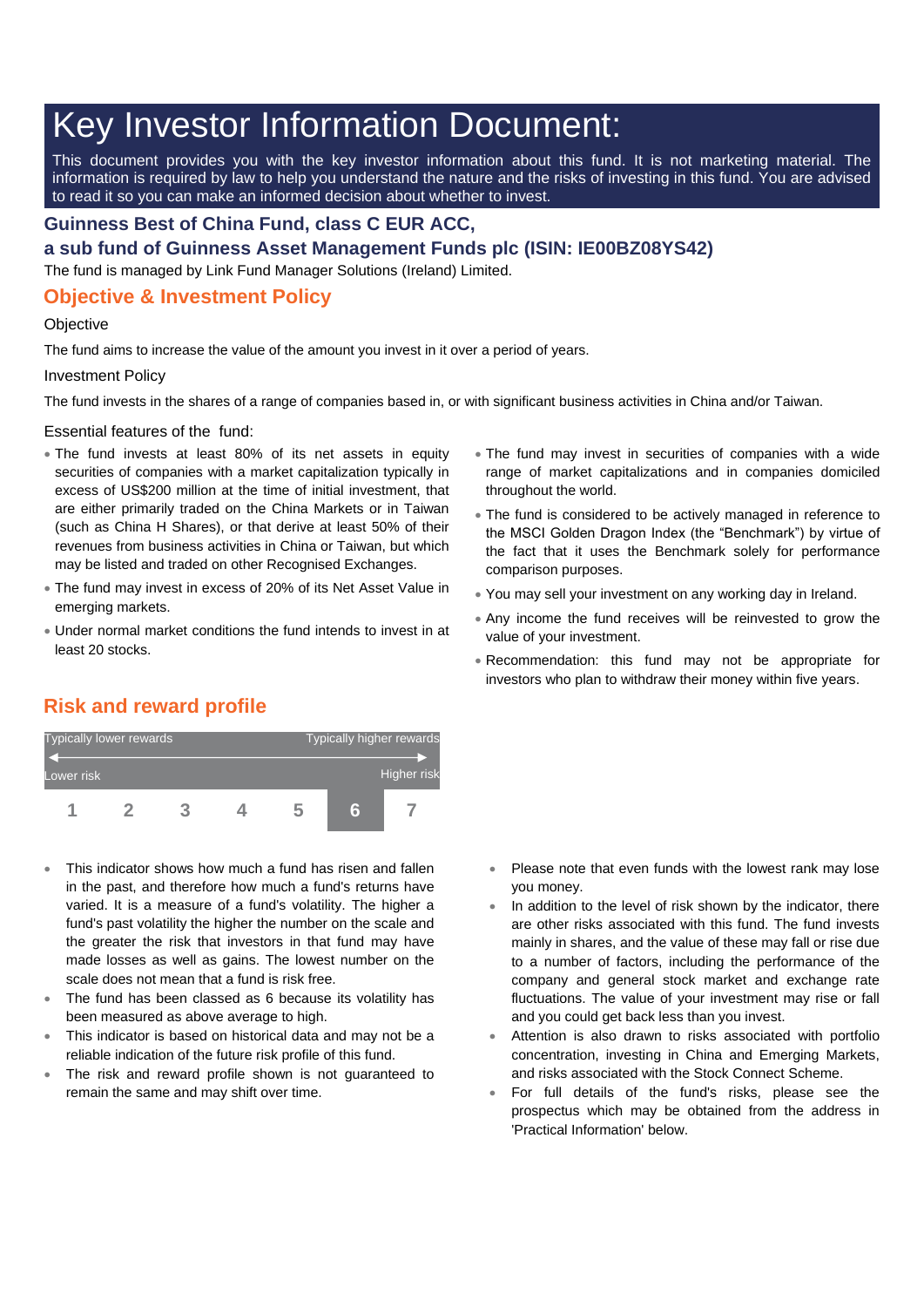# Key Investor Information Document:

This document provides you with the key investor information about this fund. It is not marketing material. The information is required by law to help you understand the nature and the risks of investing in this fund. You are advised to read it so you can make an informed decision about whether to invest.

### Guinness Best of China Fund, class C EUR ACC,
### a sub fund of Guinness Asset Management Funds plc (ISIN: IE00BZ08YS42)

The fund is managed by Link Fund Manager Solutions (Ireland) Limited.

## Objective & Investment Policy

Objective

The fund aims to increase the value of the amount you invest in it over a period of years.

Investment Policy

The fund invests in the shares of a range of companies based in, or with significant business activities in China and/or Taiwan.

Essential features of the fund:

- The fund invests at least 80% of its net assets in equity securities of companies with a market capitalization typically in excess of US$200 million at the time of initial investment, that are either primarily traded on the China Markets or in Taiwan (such as China H Shares), or that derive at least 50% of their revenues from business activities in China or Taiwan, but which may be listed and traded on other Recognised Exchanges.
- The fund may invest in excess of 20% of its Net Asset Value in emerging markets.
- Under normal market conditions the fund intends to invest in at least 20 stocks.
- The fund may invest in securities of companies with a wide range of market capitalizations and in companies domiciled throughout the world.
- The fund is considered to be actively managed in reference to the MSCI Golden Dragon Index (the “Benchmark”) by virtue of the fact that it uses the Benchmark solely for performance comparison purposes.
- You may sell your investment on any working day in Ireland.
- Any income the fund receives will be reinvested to grow the value of your investment.
- Recommendation: this fund may not be appropriate for investors who plan to withdraw their money within five years.

## Risk and reward profile

| Typically lower rewards | | | | | | Typically higher rewards |
|---|---|---|---|---|---|---|
| Lower risk | | | | | | Higher risk |
| 1 | 2 | 3 | 4 | 5 | **6** | 7 |

- This indicator shows how much a fund has risen and fallen in the past, and therefore how much a fund's returns have varied. It is a measure of a fund's volatility. The higher a fund's past volatility the higher the number on the scale and the greater the risk that investors in that fund may have made losses as well as gains. The lowest number on the scale does not mean that a fund is risk free.
- The fund has been classed as 6 because its volatility has been measured as above average to high.
- This indicator is based on historical data and may not be a reliable indication of the future risk profile of this fund.
- The risk and reward profile shown is not guaranteed to remain the same and may shift over time.
- Please note that even funds with the lowest rank may lose you money.
- In addition to the level of risk shown by the indicator, there are other risks associated with this fund. The fund invests mainly in shares, and the value of these may fall or rise due to a number of factors, including the performance of the company and general stock market and exchange rate fluctuations. The value of your investment may rise or fall and you could get back less than you invest.
- Attention is also drawn to risks associated with portfolio concentration, investing in China and Emerging Markets, and risks associated with the Stock Connect Scheme.
- For full details of the fund's risks, please see the prospectus which may be obtained from the address in 'Practical Information' below.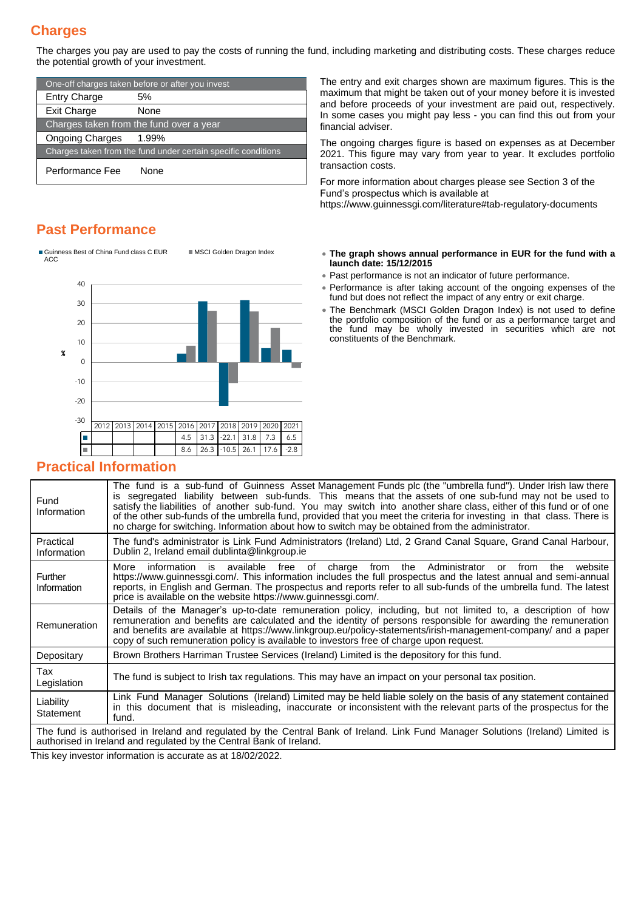## Charges

The charges you pay are used to pay the costs of running the fund, including marketing and distributing costs. These charges reduce the potential growth of your investment.

| One-off charges taken before or after you invest | |
|---|---|
| Entry Charge | 5% |
| Exit Charge | None |
| **Charges taken from the fund over a year** | |
| Ongoing Charges | 1.99% |
| **Charges taken from the fund under certain specific conditions** | |
| Performance Fee | None |

The entry and exit charges shown are maximum figures. This is the maximum that might be taken out of your money before it is invested and before proceeds of your investment are paid out, respectively. In some cases you might pay less - you can find this out from your financial adviser.

The ongoing charges figure is based on expenses as at December 2021. This figure may vary from year to year. It excludes portfolio transaction costs.

For more information about charges please see Section 3 of the Fund's prospectus which is available at https://www.guinnessgi.com/literature#tab-regulatory-documents

## Past Performance

Guinness Best of China Fund class C EUR ACC

MSCI Golden Dragon Index

%

40
30
20
10
0
-10
-20
-30

2012 2013 2014 2015 2016 2017 2018 2019 2020 2021

4.5 31.3 -22.1 31.8 7.3 6.5

8.6 26.3 -10.5 26.1 17.6 -2.8

- **The graph shows annual performance in EUR for the fund with a launch date: 15/12/2015**
- Past performance is not an indicator of future performance.
- Performance is after taking account of the ongoing expenses of the fund but does not reflect the impact of any entry or exit charge.
- The Benchmark (MSCI Golden Dragon Index) is not used to define the portfolio composition of the fund or as a performance target and the fund may be wholly invested in securities which are not constituents of the Benchmark.

## Practical Information

| | |
|---|---|
| Fund Information | The fund is a sub-fund of Guinness Asset Management Funds plc (the "umbrella fund"). Under Irish law there is segregated liability between sub-funds. This means that the assets of one sub-fund may not be used to satisfy the liabilities of another sub-fund. You may switch into another share class, either of this fund or of one of the other sub-funds of the umbrella fund, provided that you meet the criteria for investing in that class. There is no charge for switching. Information about how to switch may be obtained from the administrator. |
| Practical Information | The fund's administrator is Link Fund Administrators (Ireland) Ltd, 2 Grand Canal Square, Grand Canal Harbour, Dublin 2, Ireland email dublinta@linkgroup.ie |
| Further Information | More information is available free of charge from the Administrator or from the website https://www.guinnessgi.com/. This information includes the full prospectus and the latest annual and semi-annual reports, in English and German. The prospectus and reports refer to all sub-funds of the umbrella fund. The latest price is available on the website https://www.guinnessgi.com/. |
| Remuneration | Details of the Manager's up-to-date remuneration policy, including, but not limited to, a description of how remuneration and benefits are calculated and the identity of persons responsible for awarding the remuneration and benefits are available at https://www.linkgroup.eu/policy-statements/irish-management-company/ and a paper copy of such remuneration policy is available to investors free of charge upon request. |
| Depositary | Brown Brothers Harriman Trustee Services (Ireland) Limited is the depository for this fund. |
| Tax Legislation | The fund is subject to Irish tax regulations. This may have an impact on your personal tax position. |
| Liability Statement | Link Fund Manager Solutions (Ireland) Limited may be held liable solely on the basis of any statement contained in this document that is misleading, inaccurate or inconsistent with the relevant parts of the prospectus for the fund. |

The fund is authorised in Ireland and regulated by the Central Bank of Ireland. Link Fund Manager Solutions (Ireland) Limited is authorised in Ireland and regulated by the Central Bank of Ireland.

This key investor information is accurate as at 18/02/2022.